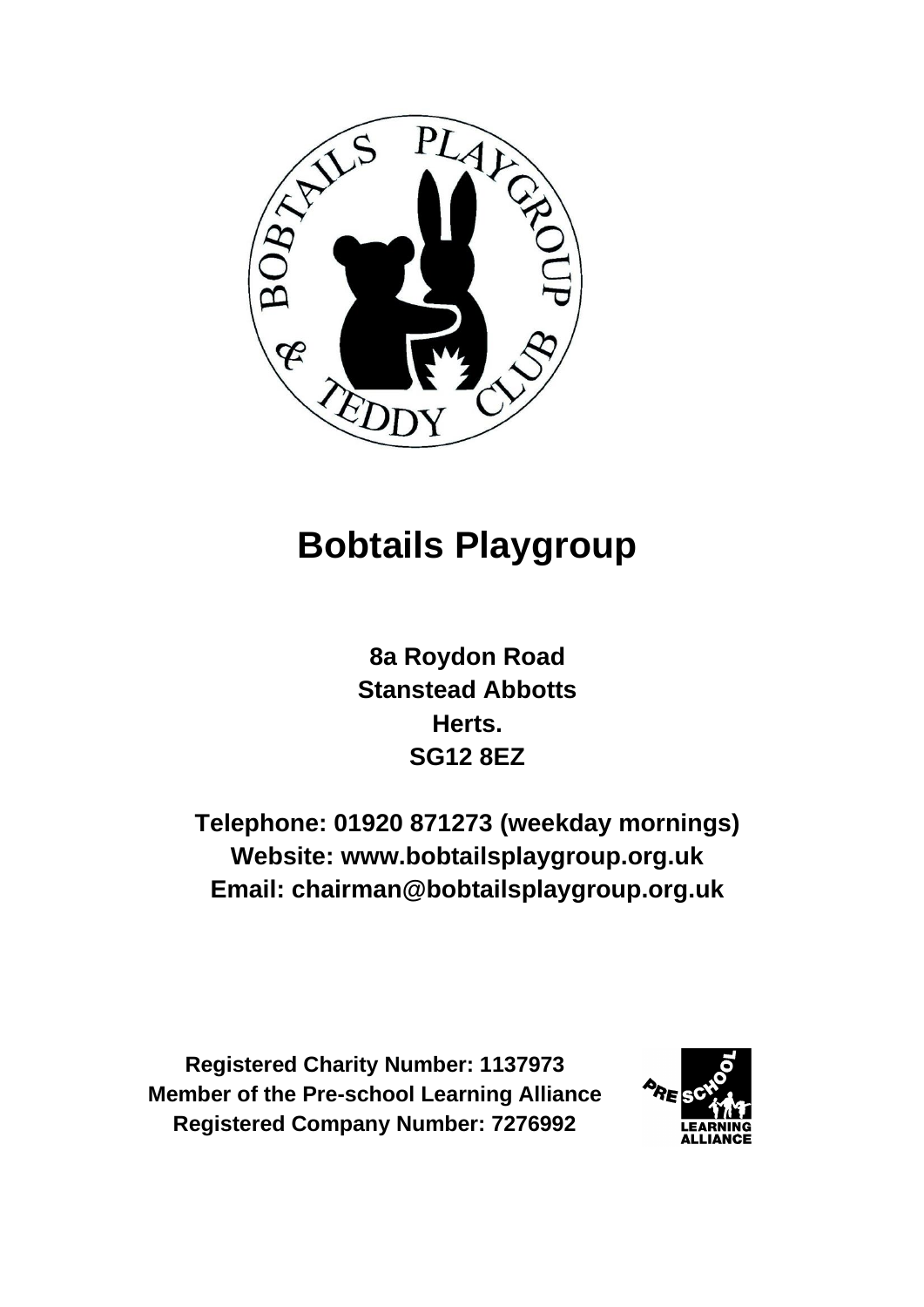# Bobtails Playgroup

**8a Roydon Road**
**Stanstead Abbotts**
**Herts.**
**SG12 8EZ**

**Telephone: 01920 871273 (weekday mornings)**
**Website: www.bobtailsplaygroup.org.uk**
**Email: chairman@bobtailsplaygroup.org.uk**

**Registered Charity Number: 1137973**
**Member of the Pre-school Learning Alliance**
**Registered Company Number: 7276992**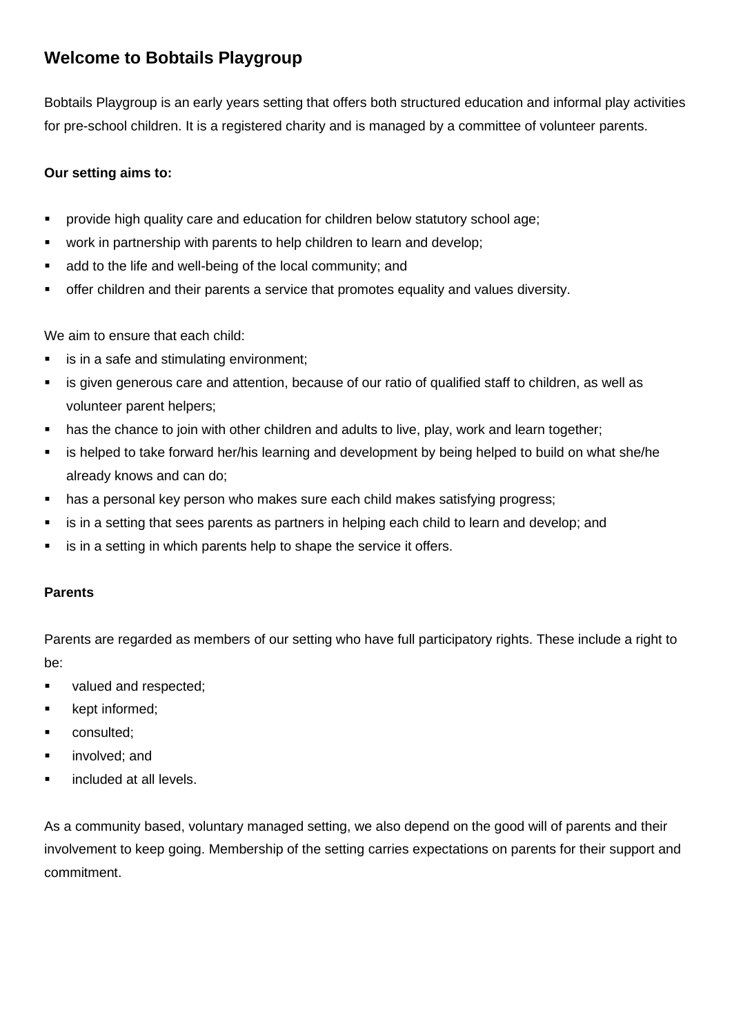## Welcome to Bobtails Playgroup

Bobtails Playgroup is an early years setting that offers both structured education and informal play activities for pre-school children. It is a registered charity and is managed by a committee of volunteer parents.

**Our setting aims to:**

- provide high quality care and education for children below statutory school age;
- work in partnership with parents to help children to learn and develop;
- add to the life and well-being of the local community; and
- offer children and their parents a service that promotes equality and values diversity.

We aim to ensure that each child:

- is in a safe and stimulating environment;
- is given generous care and attention, because of our ratio of qualified staff to children, as well as volunteer parent helpers;
- has the chance to join with other children and adults to live, play, work and learn together;
- is helped to take forward her/his learning and development by being helped to build on what she/he already knows and can do;
- has a personal key person who makes sure each child makes satisfying progress;
- is in a setting that sees parents as partners in helping each child to learn and develop; and
- is in a setting in which parents help to shape the service it offers.

**Parents**

Parents are regarded as members of our setting who have full participatory rights. These include a right to be:

- valued and respected;
- kept informed;
- consulted;
- involved; and
- included at all levels.

As a community based, voluntary managed setting, we also depend on the good will of parents and their involvement to keep going. Membership of the setting carries expectations on parents for their support and commitment.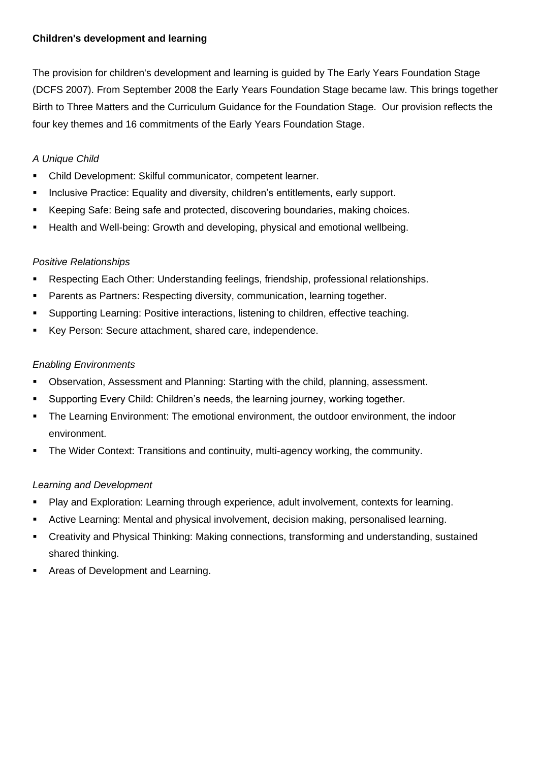**Children's development and learning**

The provision for children's development and learning is guided by The Early Years Foundation Stage (DCFS 2007). From September 2008 the Early Years Foundation Stage became law. This brings together Birth to Three Matters and the Curriculum Guidance for the Foundation Stage. Our provision reflects the four key themes and 16 commitments of the Early Years Foundation Stage.

*A Unique Child*

- Child Development: Skilful communicator, competent learner.
- Inclusive Practice: Equality and diversity, children's entitlements, early support.
- Keeping Safe: Being safe and protected, discovering boundaries, making choices.
- Health and Well-being: Growth and developing, physical and emotional wellbeing.

*Positive Relationships*

- Respecting Each Other: Understanding feelings, friendship, professional relationships.
- Parents as Partners: Respecting diversity, communication, learning together.
- Supporting Learning: Positive interactions, listening to children, effective teaching.
- Key Person: Secure attachment, shared care, independence.

*Enabling Environments*

- Observation, Assessment and Planning: Starting with the child, planning, assessment.
- Supporting Every Child: Children's needs, the learning journey, working together.
- The Learning Environment: The emotional environment, the outdoor environment, the indoor environment.
- The Wider Context: Transitions and continuity, multi-agency working, the community.

*Learning and Development*

- Play and Exploration: Learning through experience, adult involvement, contexts for learning.
- Active Learning: Mental and physical involvement, decision making, personalised learning.
- Creativity and Physical Thinking: Making connections, transforming and understanding, sustained shared thinking.
- Areas of Development and Learning.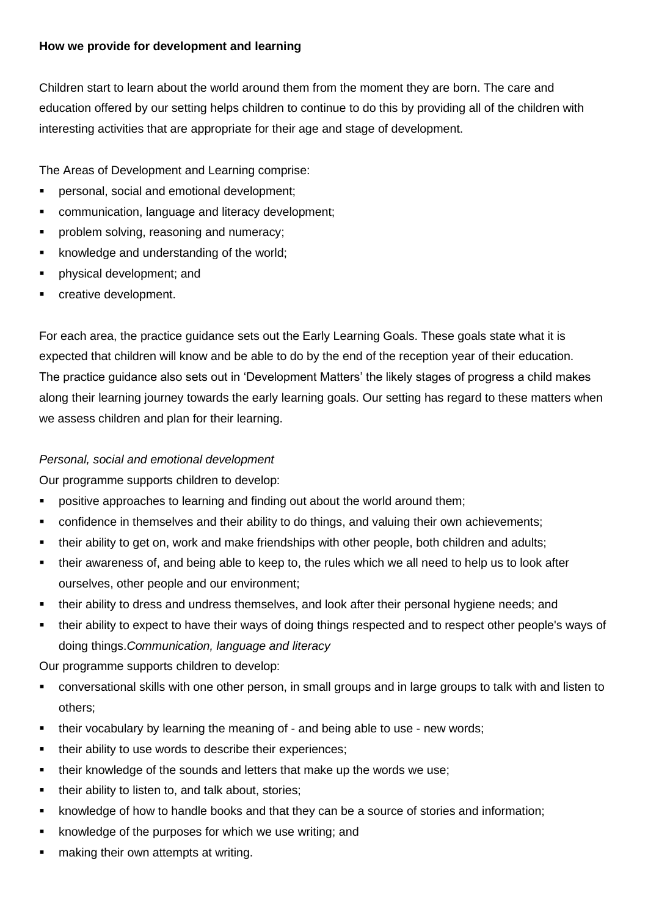**How we provide for development and learning**

Children start to learn about the world around them from the moment they are born. The care and education offered by our setting helps children to continue to do this by providing all of the children with interesting activities that are appropriate for their age and stage of development.

The Areas of Development and Learning comprise:

- personal, social and emotional development;
- communication, language and literacy development;
- problem solving, reasoning and numeracy;
- knowledge and understanding of the world;
- physical development; and
- creative development.

For each area, the practice guidance sets out the Early Learning Goals. These goals state what it is expected that children will know and be able to do by the end of the reception year of their education. The practice guidance also sets out in 'Development Matters' the likely stages of progress a child makes along their learning journey towards the early learning goals. Our setting has regard to these matters when we assess children and plan for their learning.

*Personal, social and emotional development*

Our programme supports children to develop:

- positive approaches to learning and finding out about the world around them;
- confidence in themselves and their ability to do things, and valuing their own achievements;
- their ability to get on, work and make friendships with other people, both children and adults;
- their awareness of, and being able to keep to, the rules which we all need to help us to look after ourselves, other people and our environment;
- their ability to dress and undress themselves, and look after their personal hygiene needs; and
- their ability to expect to have their ways of doing things respected and to respect other people's ways of doing things.

*Communication, language and literacy*

Our programme supports children to develop:

- conversational skills with one other person, in small groups and in large groups to talk with and listen to others;
- their vocabulary by learning the meaning of - and being able to use - new words;
- their ability to use words to describe their experiences;
- their knowledge of the sounds and letters that make up the words we use;
- their ability to listen to, and talk about, stories;
- knowledge of how to handle books and that they can be a source of stories and information;
- knowledge of the purposes for which we use writing; and
- making their own attempts at writing.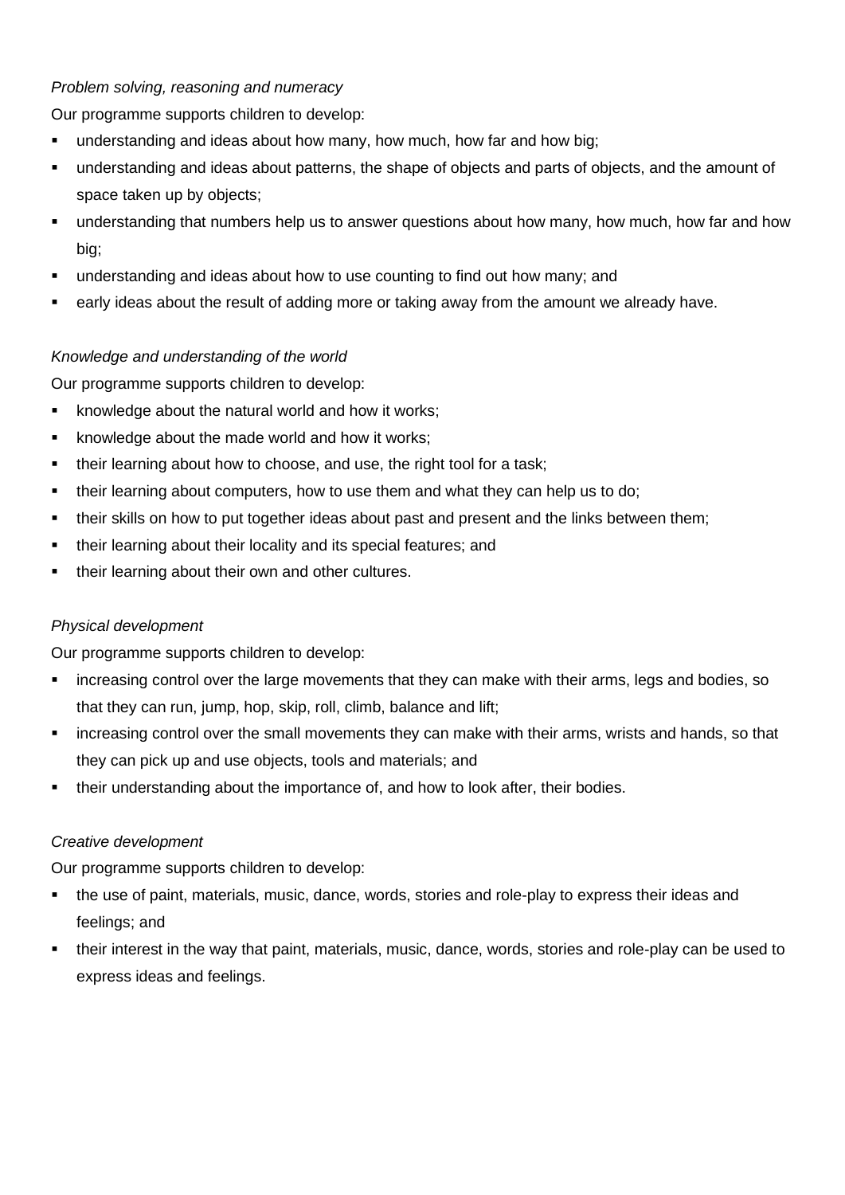*Problem solving, reasoning and numeracy*

Our programme supports children to develop:

- understanding and ideas about how many, how much, how far and how big;
- understanding and ideas about patterns, the shape of objects and parts of objects, and the amount of space taken up by objects;
- understanding that numbers help us to answer questions about how many, how much, how far and how big;
- understanding and ideas about how to use counting to find out how many; and
- early ideas about the result of adding more or taking away from the amount we already have.

*Knowledge and understanding of the world*

Our programme supports children to develop:

- knowledge about the natural world and how it works;
- knowledge about the made world and how it works;
- their learning about how to choose, and use, the right tool for a task;
- their learning about computers, how to use them and what they can help us to do;
- their skills on how to put together ideas about past and present and the links between them;
- their learning about their locality and its special features; and
- their learning about their own and other cultures.

*Physical development*

Our programme supports children to develop:

- increasing control over the large movements that they can make with their arms, legs and bodies, so that they can run, jump, hop, skip, roll, climb, balance and lift;
- increasing control over the small movements they can make with their arms, wrists and hands, so that they can pick up and use objects, tools and materials; and
- their understanding about the importance of, and how to look after, their bodies.

*Creative development*

Our programme supports children to develop:

- the use of paint, materials, music, dance, words, stories and role-play to express their ideas and feelings; and
- their interest in the way that paint, materials, music, dance, words, stories and role-play can be used to express ideas and feelings.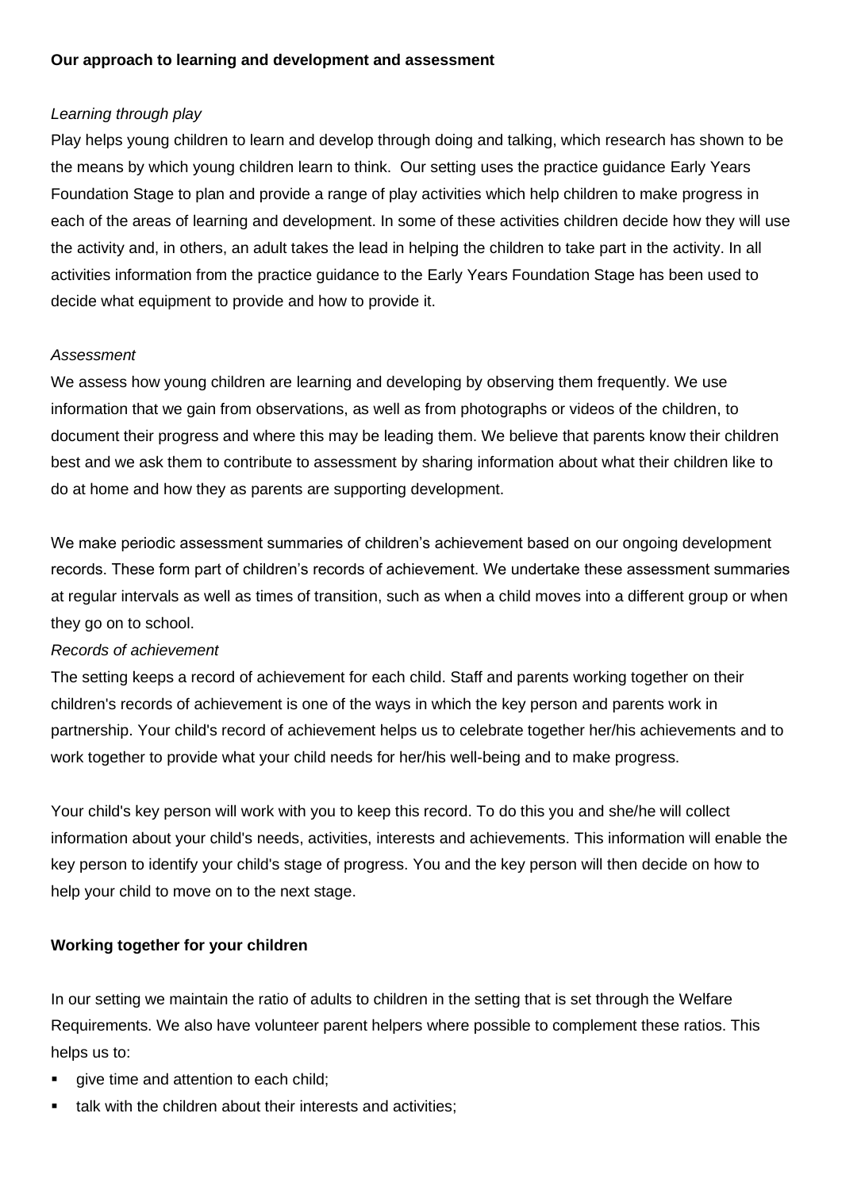**Our approach to learning and development and assessment**

*Learning through play*

Play helps young children to learn and develop through doing and talking, which research has shown to be the means by which young children learn to think. Our setting uses the practice guidance Early Years Foundation Stage to plan and provide a range of play activities which help children to make progress in each of the areas of learning and development. In some of these activities children decide how they will use the activity and, in others, an adult takes the lead in helping the children to take part in the activity. In all activities information from the practice guidance to the Early Years Foundation Stage has been used to decide what equipment to provide and how to provide it.

*Assessment*

We assess how young children are learning and developing by observing them frequently. We use information that we gain from observations, as well as from photographs or videos of the children, to document their progress and where this may be leading them. We believe that parents know their children best and we ask them to contribute to assessment by sharing information about what their children like to do at home and how they as parents are supporting development.

We make periodic assessment summaries of children's achievement based on our ongoing development records. These form part of children's records of achievement. We undertake these assessment summaries at regular intervals as well as times of transition, such as when a child moves into a different group or when they go on to school.

*Records of achievement*

The setting keeps a record of achievement for each child. Staff and parents working together on their children's records of achievement is one of the ways in which the key person and parents work in partnership. Your child's record of achievement helps us to celebrate together her/his achievements and to work together to provide what your child needs for her/his well-being and to make progress.

Your child's key person will work with you to keep this record. To do this you and she/he will collect information about your child's needs, activities, interests and achievements. This information will enable the key person to identify your child's stage of progress. You and the key person will then decide on how to help your child to move on to the next stage.

**Working together for your children**

In our setting we maintain the ratio of adults to children in the setting that is set through the Welfare Requirements. We also have volunteer parent helpers where possible to complement these ratios. This helps us to:

- give time and attention to each child;
- talk with the children about their interests and activities;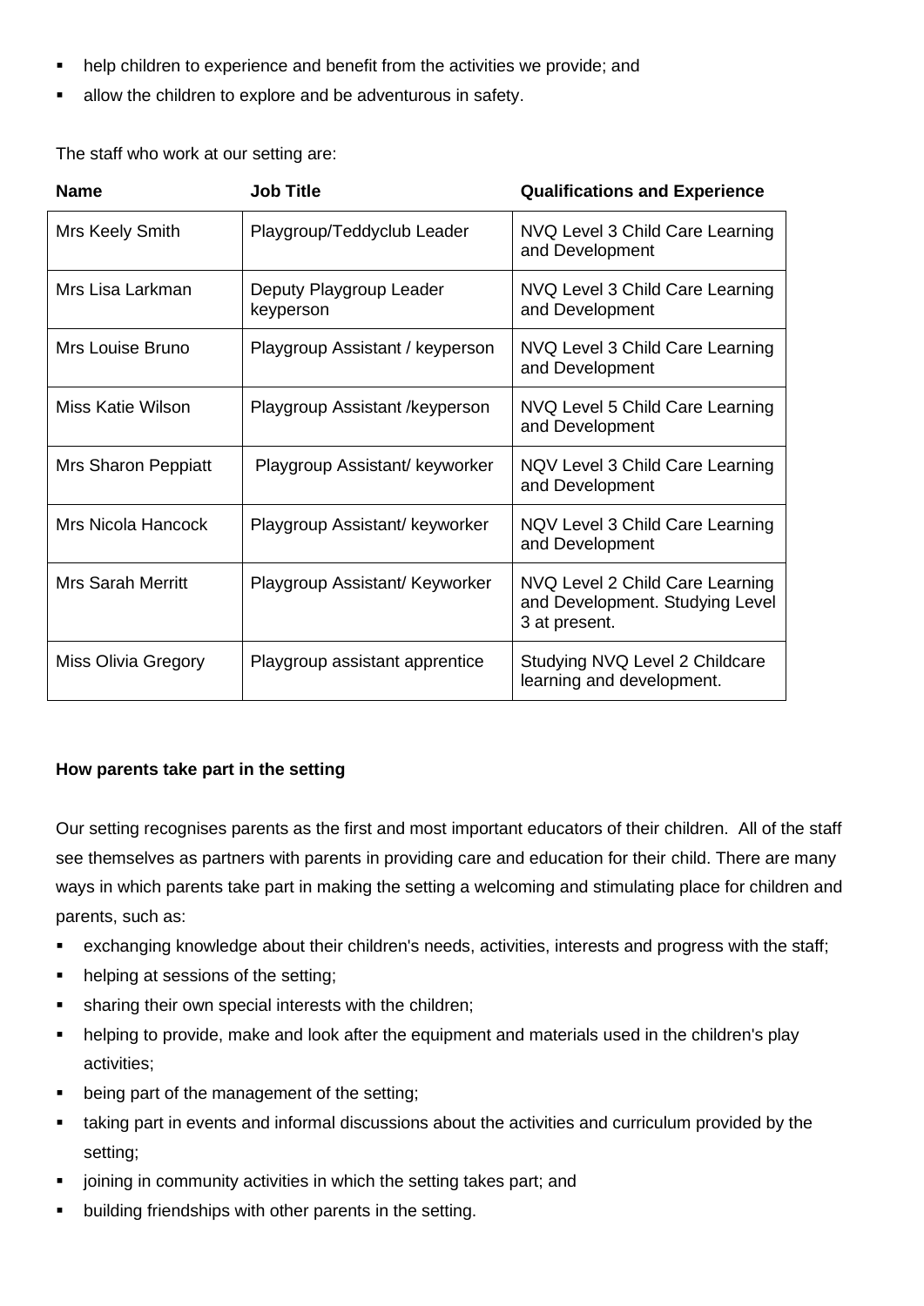- help children to experience and benefit from the activities we provide; and
- allow the children to explore and be adventurous in safety.

The staff who work at our setting are:

| Name | Job Title | Qualifications and Experience |
|---|---|---|
| Mrs Keely Smith | Playgroup/Teddyclub Leader | NVQ Level 3 Child Care Learning and Development |
| Mrs Lisa Larkman | Deputy Playgroup Leader keyperson | NVQ Level 3 Child Care Learning and Development |
| Mrs Louise Bruno | Playgroup Assistant / keyperson | NVQ Level 3 Child Care Learning and Development |
| Miss Katie Wilson | Playgroup Assistant /keyperson | NVQ Level 5 Child Care Learning and Development |
| Mrs Sharon Peppiatt | Playgroup Assistant/ keyworker | NQV Level 3 Child Care Learning and Development |
| Mrs Nicola Hancock | Playgroup Assistant/ keyworker | NQV Level 3 Child Care Learning and Development |
| Mrs Sarah Merritt | Playgroup Assistant/ Keyworker | NVQ Level 2 Child Care Learning and Development. Studying Level 3 at present. |
| Miss Olivia Gregory | Playgroup assistant apprentice | Studying NVQ Level 2 Childcare learning and development. |

**How parents take part in the setting**

Our setting recognises parents as the first and most important educators of their children. All of the staff see themselves as partners with parents in providing care and education for their child. There are many ways in which parents take part in making the setting a welcoming and stimulating place for children and parents, such as:

- exchanging knowledge about their children's needs, activities, interests and progress with the staff;
- helping at sessions of the setting;
- sharing their own special interests with the children;
- helping to provide, make and look after the equipment and materials used in the children's play activities;
- being part of the management of the setting;
- taking part in events and informal discussions about the activities and curriculum provided by the setting;
- joining in community activities in which the setting takes part; and
- building friendships with other parents in the setting.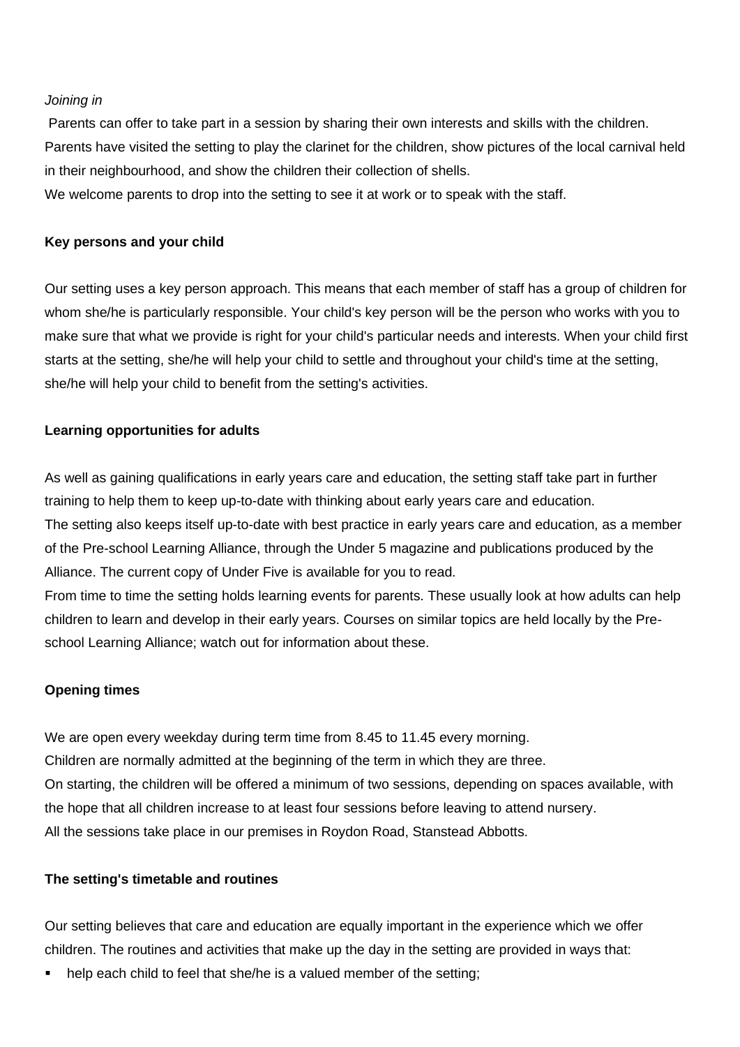*Joining in*

Parents can offer to take part in a session by sharing their own interests and skills with the children. Parents have visited the setting to play the clarinet for the children, show pictures of the local carnival held in their neighbourhood, and show the children their collection of shells.

We welcome parents to drop into the setting to see it at work or to speak with the staff.

**Key persons and your child**

Our setting uses a key person approach. This means that each member of staff has a group of children for whom she/he is particularly responsible. Your child's key person will be the person who works with you to make sure that what we provide is right for your child's particular needs and interests. When your child first starts at the setting, she/he will help your child to settle and throughout your child's time at the setting, she/he will help your child to benefit from the setting's activities.

**Learning opportunities for adults**

As well as gaining qualifications in early years care and education, the setting staff take part in further training to help them to keep up-to-date with thinking about early years care and education.

The setting also keeps itself up-to-date with best practice in early years care and education, as a member of the Pre-school Learning Alliance, through the Under 5 magazine and publications produced by the Alliance. The current copy of Under Five is available for you to read.

From time to time the setting holds learning events for parents. These usually look at how adults can help children to learn and develop in their early years. Courses on similar topics are held locally by the Pre-school Learning Alliance; watch out for information about these.

**Opening times**

We are open every weekday during term time from 8.45 to 11.45 every morning.

Children are normally admitted at the beginning of the term in which they are three.

On starting, the children will be offered a minimum of two sessions, depending on spaces available, with the hope that all children increase to at least four sessions before leaving to attend nursery.

All the sessions take place in our premises in Roydon Road, Stanstead Abbotts.

**The setting's timetable and routines**

Our setting believes that care and education are equally important in the experience which we offer children. The routines and activities that make up the day in the setting are provided in ways that:

- help each child to feel that she/he is a valued member of the setting;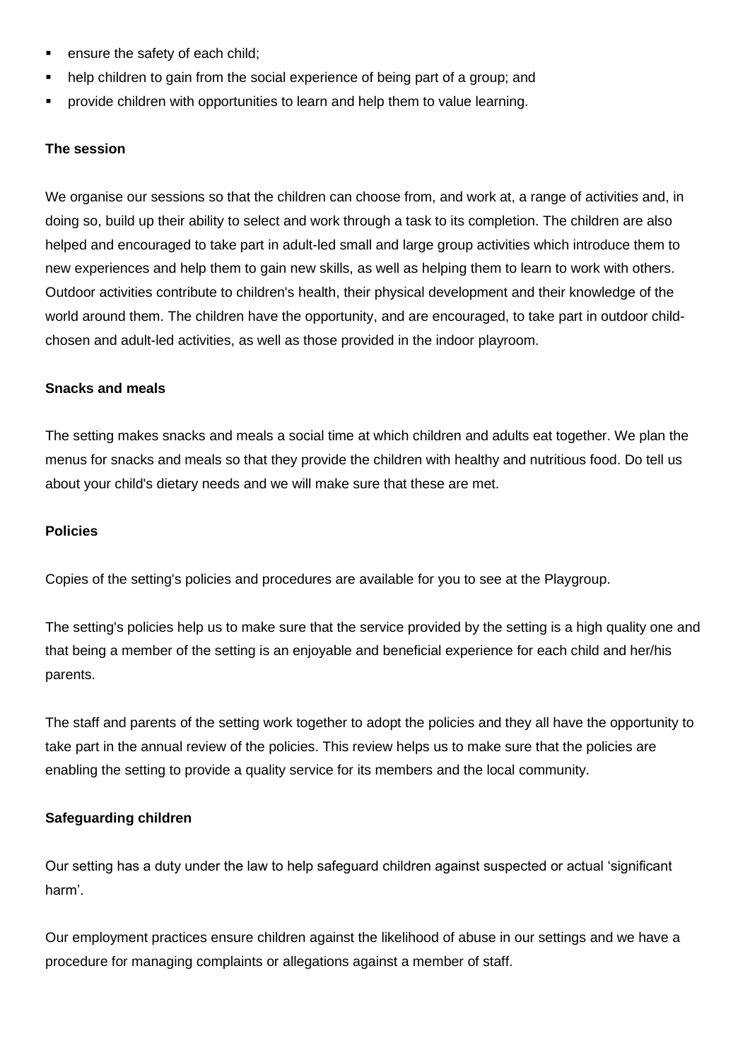- ensure the safety of each child;
- help children to gain from the social experience of being part of a group; and
- provide children with opportunities to learn and help them to value learning.

**The session**

We organise our sessions so that the children can choose from, and work at, a range of activities and, in doing so, build up their ability to select and work through a task to its completion. The children are also helped and encouraged to take part in adult-led small and large group activities which introduce them to new experiences and help them to gain new skills, as well as helping them to learn to work with others. Outdoor activities contribute to children's health, their physical development and their knowledge of the world around them. The children have the opportunity, and are encouraged, to take part in outdoor child-chosen and adult-led activities, as well as those provided in the indoor playroom.

**Snacks and meals**

The setting makes snacks and meals a social time at which children and adults eat together. We plan the menus for snacks and meals so that they provide the children with healthy and nutritious food. Do tell us about your child's dietary needs and we will make sure that these are met.

**Policies**

Copies of the setting's policies and procedures are available for you to see at the Playgroup.

The setting's policies help us to make sure that the service provided by the setting is a high quality one and that being a member of the setting is an enjoyable and beneficial experience for each child and her/his parents.

The staff and parents of the setting work together to adopt the policies and they all have the opportunity to take part in the annual review of the policies. This review helps us to make sure that the policies are enabling the setting to provide a quality service for its members and the local community.

**Safeguarding children**

Our setting has a duty under the law to help safeguard children against suspected or actual 'significant harm'.

Our employment practices ensure children against the likelihood of abuse in our settings and we have a procedure for managing complaints or allegations against a member of staff.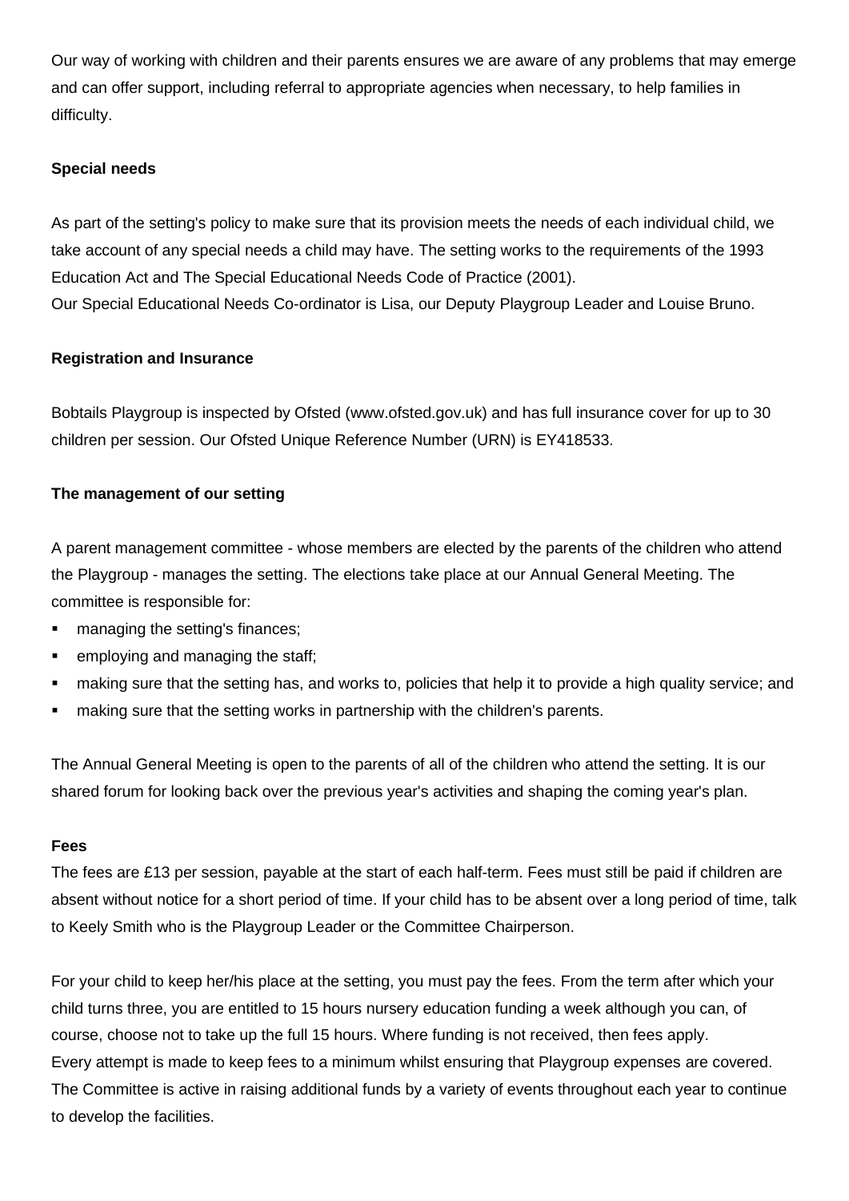Our way of working with children and their parents ensures we are aware of any problems that may emerge and can offer support, including referral to appropriate agencies when necessary, to help families in difficulty.

**Special needs**

As part of the setting's policy to make sure that its provision meets the needs of each individual child, we take account of any special needs a child may have. The setting works to the requirements of the 1993 Education Act and The Special Educational Needs Code of Practice (2001).
Our Special Educational Needs Co-ordinator is Lisa, our Deputy Playgroup Leader and Louise Bruno.

**Registration and Insurance**

Bobtails Playgroup is inspected by Ofsted (www.ofsted.gov.uk) and has full insurance cover for up to 30 children per session. Our Ofsted Unique Reference Number (URN) is EY418533.

**The management of our setting**

A parent management committee - whose members are elected by the parents of the children who attend the Playgroup - manages the setting. The elections take place at our Annual General Meeting. The committee is responsible for:

- managing the setting's finances;
- employing and managing the staff;
- making sure that the setting has, and works to, policies that help it to provide a high quality service; and
- making sure that the setting works in partnership with the children's parents.

The Annual General Meeting is open to the parents of all of the children who attend the setting. It is our shared forum for looking back over the previous year's activities and shaping the coming year's plan.

**Fees**

The fees are £13 per session, payable at the start of each half-term. Fees must still be paid if children are absent without notice for a short period of time. If your child has to be absent over a long period of time, talk to Keely Smith who is the Playgroup Leader or the Committee Chairperson.

For your child to keep her/his place at the setting, you must pay the fees. From the term after which your child turns three, you are entitled to 15 hours nursery education funding a week although you can, of course, choose not to take up the full 15 hours. Where funding is not received, then fees apply.
Every attempt is made to keep fees to a minimum whilst ensuring that Playgroup expenses are covered. The Committee is active in raising additional funds by a variety of events throughout each year to continue to develop the facilities.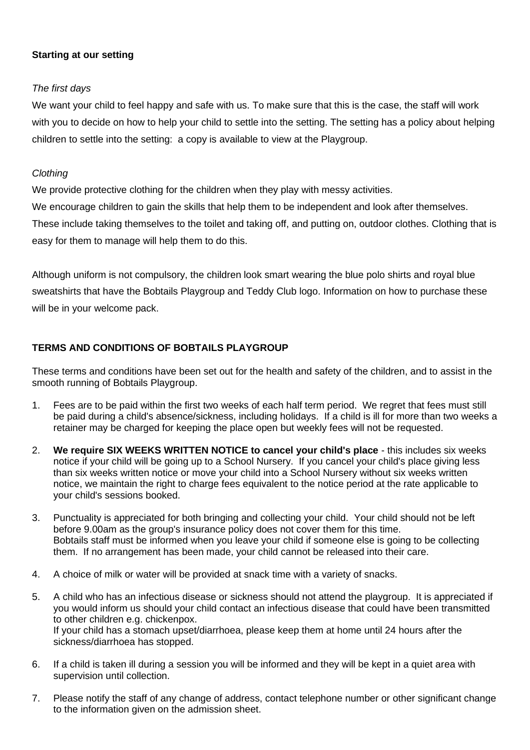**Starting at our setting**

*The first days*

We want your child to feel happy and safe with us. To make sure that this is the case, the staff will work with you to decide on how to help your child to settle into the setting. The setting has a policy about helping children to settle into the setting: a copy is available to view at the Playgroup.

*Clothing*

We provide protective clothing for the children when they play with messy activities.

We encourage children to gain the skills that help them to be independent and look after themselves. These include taking themselves to the toilet and taking off, and putting on, outdoor clothes. Clothing that is easy for them to manage will help them to do this.

Although uniform is not compulsory, the children look smart wearing the blue polo shirts and royal blue sweatshirts that have the Bobtails Playgroup and Teddy Club logo. Information on how to purchase these will be in your welcome pack.

**TERMS AND CONDITIONS OF BOBTAILS PLAYGROUP**

These terms and conditions have been set out for the health and safety of the children, and to assist in the smooth running of Bobtails Playgroup.

1. Fees are to be paid within the first two weeks of each half term period. We regret that fees must still be paid during a child's absence/sickness, including holidays. If a child is ill for more than two weeks a retainer may be charged for keeping the place open but weekly fees will not be requested.

2. **We require SIX WEEKS WRITTEN NOTICE to cancel your child's place** - this includes six weeks notice if your child will be going up to a School Nursery. If you cancel your child's place giving less than six weeks written notice or move your child into a School Nursery without six weeks written notice, we maintain the right to charge fees equivalent to the notice period at the rate applicable to your child's sessions booked.

3. Punctuality is appreciated for both bringing and collecting your child. Your child should not be left before 9.00am as the group's insurance policy does not cover them for this time.
   Bobtails staff must be informed when you leave your child if someone else is going to be collecting them. If no arrangement has been made, your child cannot be released into their care.

4. A choice of milk or water will be provided at snack time with a variety of snacks.

5. A child who has an infectious disease or sickness should not attend the playgroup. It is appreciated if you would inform us should your child contact an infectious disease that could have been transmitted to other children e.g. chickenpox.
   If your child has a stomach upset/diarrhoea, please keep them at home until 24 hours after the sickness/diarrhoea has stopped.

6. If a child is taken ill during a session you will be informed and they will be kept in a quiet area with supervision until collection.

7. Please notify the staff of any change of address, contact telephone number or other significant change to the information given on the admission sheet.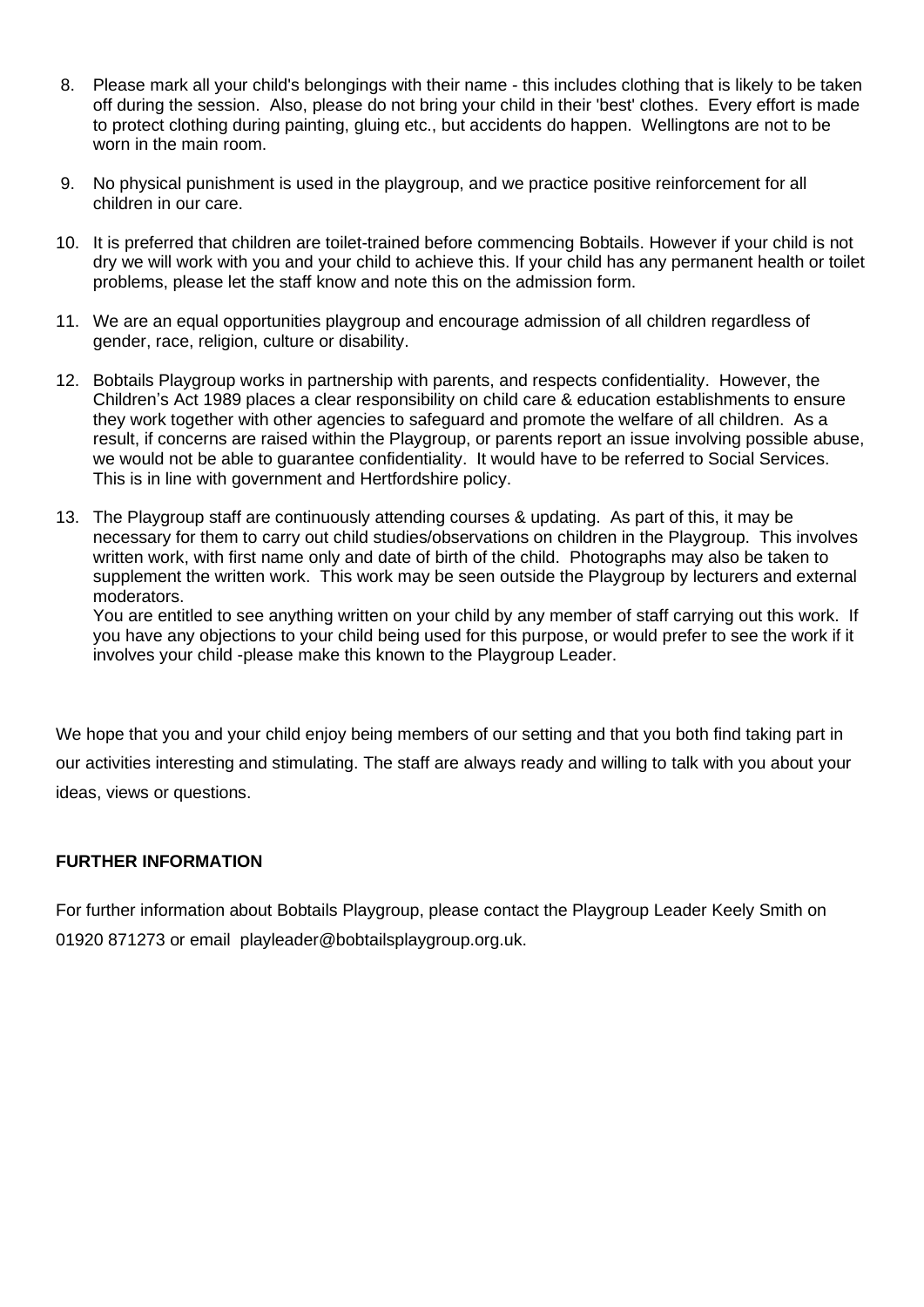8. Please mark all your child's belongings with their name - this includes clothing that is likely to be taken off during the session. Also, please do not bring your child in their 'best' clothes. Every effort is made to protect clothing during painting, gluing etc., but accidents do happen. Wellingtons are not to be worn in the main room.

9. No physical punishment is used in the playgroup, and we practice positive reinforcement for all children in our care.

10. It is preferred that children are toilet-trained before commencing Bobtails. However if your child is not dry we will work with you and your child to achieve this. If your child has any permanent health or toilet problems, please let the staff know and note this on the admission form.

11. We are an equal opportunities playgroup and encourage admission of all children regardless of gender, race, religion, culture or disability.

12. Bobtails Playgroup works in partnership with parents, and respects confidentiality. However, the Children's Act 1989 places a clear responsibility on child care & education establishments to ensure they work together with other agencies to safeguard and promote the welfare of all children. As a result, if concerns are raised within the Playgroup, or parents report an issue involving possible abuse, we would not be able to guarantee confidentiality. It would have to be referred to Social Services. This is in line with government and Hertfordshire policy.

13. The Playgroup staff are continuously attending courses & updating. As part of this, it may be necessary for them to carry out child studies/observations on children in the Playgroup. This involves written work, with first name only and date of birth of the child. Photographs may also be taken to supplement the written work. This work may be seen outside the Playgroup by lecturers and external moderators.
    You are entitled to see anything written on your child by any member of staff carrying out this work. If you have any objections to your child being used for this purpose, or would prefer to see the work if it involves your child -please make this known to the Playgroup Leader.

We hope that you and your child enjoy being members of our setting and that you both find taking part in our activities interesting and stimulating. The staff are always ready and willing to talk with you about your ideas, views or questions.

**FURTHER INFORMATION**

For further information about Bobtails Playgroup, please contact the Playgroup Leader Keely Smith on 01920 871273 or email playleader@bobtailsplaygroup.org.uk.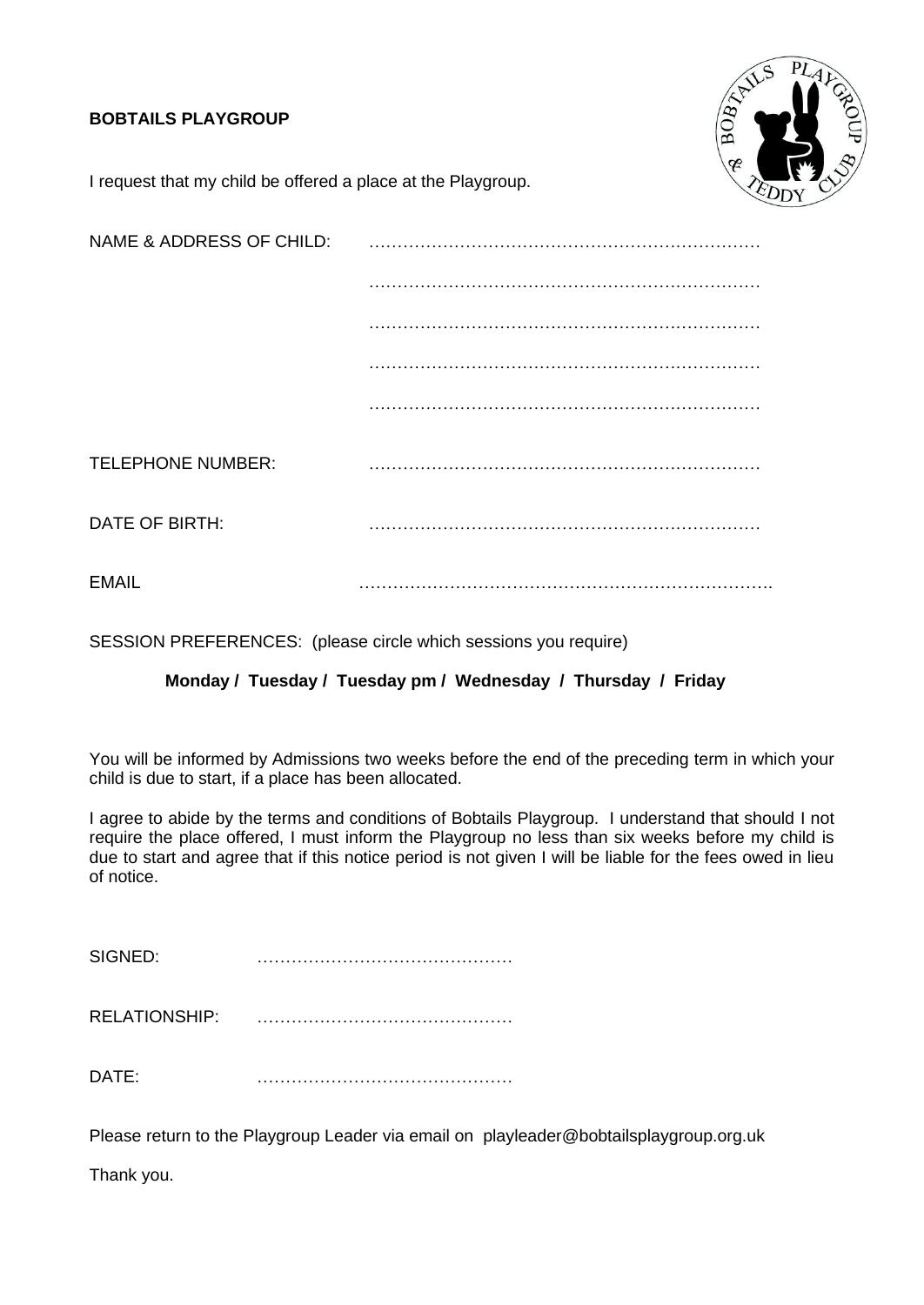**BOBTAILS PLAYGROUP**

I request that my child be offered a place at the Playgroup.

NAME & ADDRESS OF CHILD: ……………………………………………………………

……………………………………………………………

……………………………………………………………

……………………………………………………………

……………………………………………………………

TELEPHONE NUMBER: ……………………………………………………………

DATE OF BIRTH: ……………………………………………………………

EMAIL ……………………………………………………………….

SESSION PREFERENCES: (please circle which sessions you require)

**Monday / Tuesday / Tuesday pm / Wednesday / Thursday / Friday**

You will be informed by Admissions two weeks before the end of the preceding term in which your child is due to start, if a place has been allocated.

I agree to abide by the terms and conditions of Bobtails Playgroup. I understand that should I not require the place offered, I must inform the Playgroup no less than six weeks before my child is due to start and agree that if this notice period is not given I will be liable for the fees owed in lieu of notice.

SIGNED: ………………………………………

RELATIONSHIP: ………………………………………

DATE: ………………………………………

Please return to the Playgroup Leader via email on playleader@bobtailsplaygroup.org.uk

Thank you.